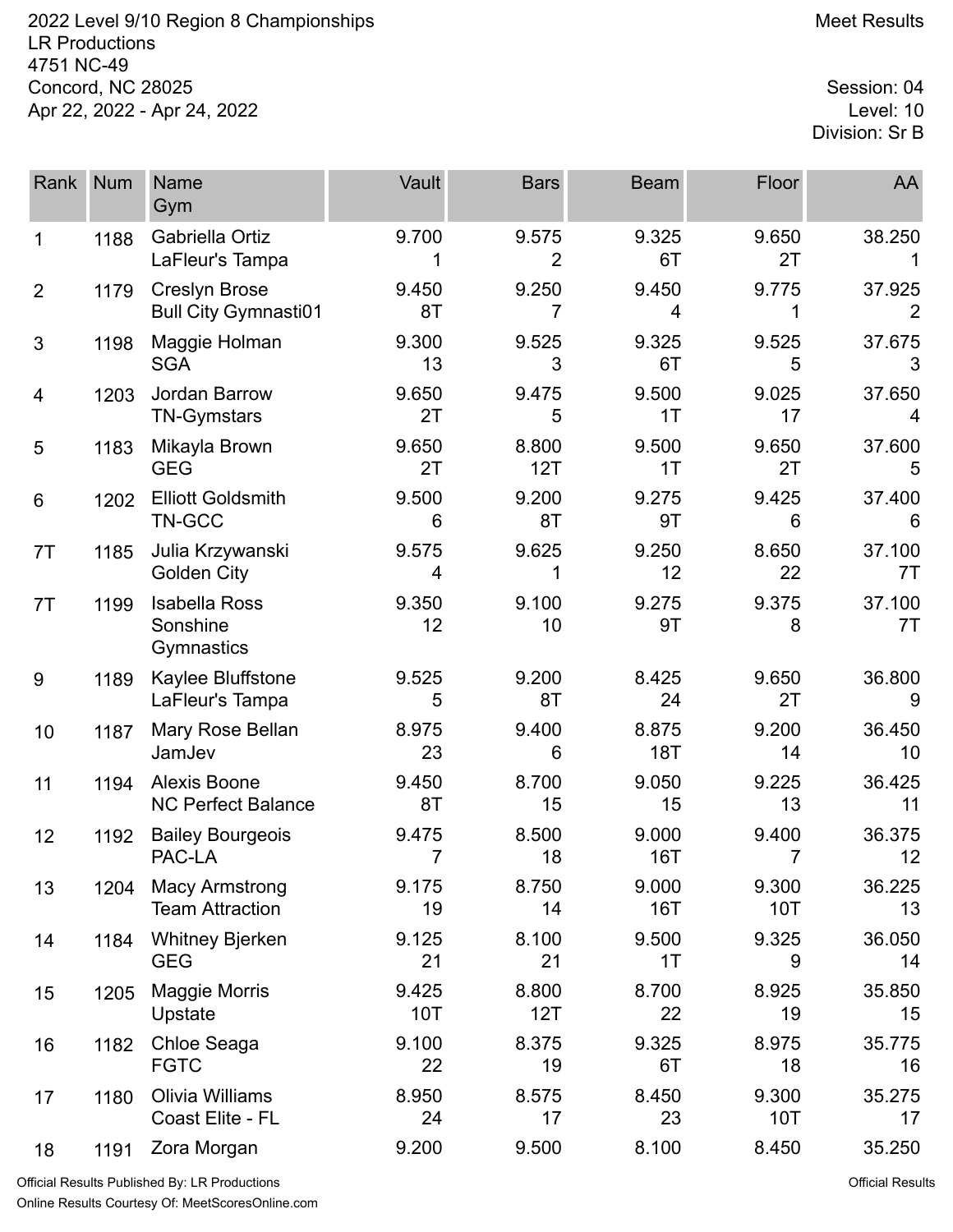2022 Level 9/10 Region 8 Championships
LR Productions
4751 NC-49
Concord, NC 28025
Apr 22, 2022 - Apr 24, 2022

Meet Results

Session: 04
Level: 10
Division: Sr B

| Rank | Num | Name<br>Gym | Vault | Bars | Beam | Floor | AA |
|---|---|---|---|---|---|---|---|
| 1 | 1188 | Gabriella Ortiz<br>LaFleur's Tampa | 9.700<br>1 | 9.575<br>2 | 9.325<br>6T | 9.650<br>2T | 38.250<br>1 |
| 2 | 1179 | Creslyn Brose<br>Bull City Gymnasti01 | 9.450<br>8T | 9.250<br>7 | 9.450<br>4 | 9.775<br>1 | 37.925<br>2 |
| 3 | 1198 | Maggie Holman<br>SGA | 9.300<br>13 | 9.525<br>3 | 9.325<br>6T | 9.525<br>5 | 37.675<br>3 |
| 4 | 1203 | Jordan Barrow<br>TN-Gymstars | 9.650<br>2T | 9.475<br>5 | 9.500<br>1T | 9.025<br>17 | 37.650<br>4 |
| 5 | 1183 | Mikayla Brown<br>GEG | 9.650<br>2T | 8.800<br>12T | 9.500<br>1T | 9.650<br>2T | 37.600<br>5 |
| 6 | 1202 | Elliott Goldsmith<br>TN-GCC | 9.500<br>6 | 9.200<br>8T | 9.275<br>9T | 9.425<br>6 | 37.400<br>6 |
| 7T | 1185 | Julia Krzywanski<br>Golden City | 9.575<br>4 | 9.625<br>1 | 9.250<br>12 | 8.650<br>22 | 37.100<br>7T |
| 7T | 1199 | Isabella Ross<br>Sonshine Gymnastics | 9.350<br>12 | 9.100<br>10 | 9.275<br>9T | 9.375<br>8 | 37.100<br>7T |
| 9 | 1189 | Kaylee Bluffstone<br>LaFleur's Tampa | 9.525<br>5 | 9.200<br>8T | 8.425<br>24 | 9.650<br>2T | 36.800<br>9 |
| 10 | 1187 | Mary Rose Bellan<br>JamJev | 8.975<br>23 | 9.400<br>6 | 8.875<br>18T | 9.200<br>14 | 36.450<br>10 |
| 11 | 1194 | Alexis Boone<br>NC Perfect Balance | 9.450<br>8T | 8.700<br>15 | 9.050<br>15 | 9.225<br>13 | 36.425<br>11 |
| 12 | 1192 | Bailey Bourgeois<br>PAC-LA | 9.475<br>7 | 8.500<br>18 | 9.000<br>16T | 9.400<br>7 | 36.375<br>12 |
| 13 | 1204 | Macy Armstrong<br>Team Attraction | 9.175<br>19 | 8.750<br>14 | 9.000<br>16T | 9.300<br>10T | 36.225<br>13 |
| 14 | 1184 | Whitney Bjerken<br>GEG | 9.125<br>21 | 8.100<br>21 | 9.500<br>1T | 9.325<br>9 | 36.050<br>14 |
| 15 | 1205 | Maggie Morris<br>Upstate | 9.425<br>10T | 8.800<br>12T | 8.700<br>22 | 8.925<br>19 | 35.850<br>15 |
| 16 | 1182 | Chloe Seaga<br>FGTC | 9.100<br>22 | 8.375<br>19 | 9.325<br>6T | 8.975<br>18 | 35.775<br>16 |
| 17 | 1180 | Olivia Williams<br>Coast Elite - FL | 8.950<br>24 | 8.575<br>17 | 8.450<br>23 | 9.300<br>10T | 35.275<br>17 |
| 18 | 1191 | Zora Morgan | 9.200 | 9.500 | 8.100 | 8.450 | 35.250 |

Official Results Published By: LR Productions
Online Results Courtesy Of: MeetScoresOnline.com

Official Results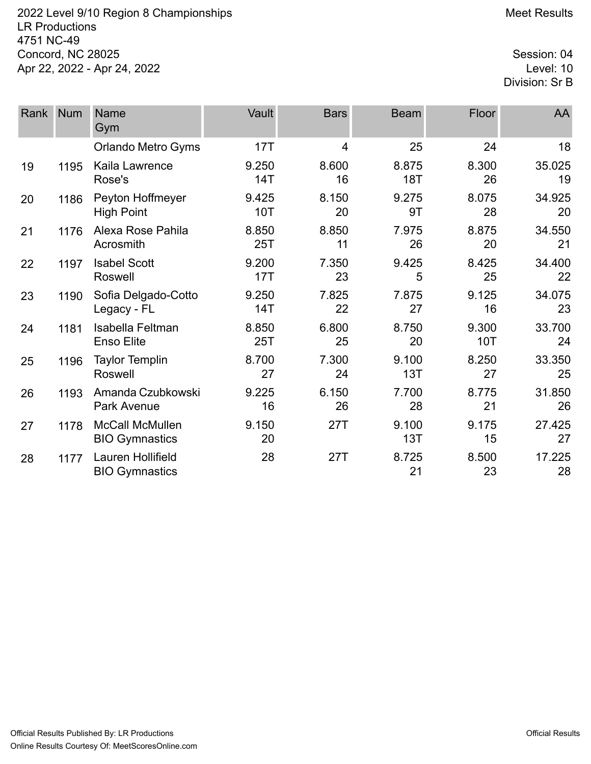2022 Level 9/10 Region 8 Championships
LR Productions
4751 NC-49
Concord, NC 28025
Apr 22, 2022 - Apr 24, 2022

Meet Results

Session: 04
Level: 10
Division: Sr B

| Rank | Num | Name<br>Gym | Vault | Bars | Beam | Floor | AA |
|---|---|---|---|---|---|---|---|
| | | Orlando Metro Gyms | 17T | 4 | 25 | 24 | 18 |
| 19 | 1195 | Kaila Lawrence<br>Rose's | 9.250<br>14T | 8.600<br>16 | 8.875<br>18T | 8.300<br>26 | 35.025<br>19 |
| 20 | 1186 | Peyton Hoffmeyer<br>High Point | 9.425<br>10T | 8.150<br>20 | 9.275<br>9T | 8.075<br>28 | 34.925<br>20 |
| 21 | 1176 | Alexa Rose Pahila<br>Acrosmith | 8.850<br>25T | 8.850<br>11 | 7.975<br>26 | 8.875<br>20 | 34.550<br>21 |
| 22 | 1197 | Isabel Scott<br>Roswell | 9.200<br>17T | 7.350<br>23 | 9.425<br>5 | 8.425<br>25 | 34.400<br>22 |
| 23 | 1190 | Sofia Delgado-Cotto<br>Legacy - FL | 9.250<br>14T | 7.825<br>22 | 7.875<br>27 | 9.125<br>16 | 34.075<br>23 |
| 24 | 1181 | Isabella Feltman<br>Enso Elite | 8.850<br>25T | 6.800<br>25 | 8.750<br>20 | 9.300<br>10T | 33.700<br>24 |
| 25 | 1196 | Taylor Templin<br>Roswell | 8.700<br>27 | 7.300<br>24 | 9.100<br>13T | 8.250<br>27 | 33.350<br>25 |
| 26 | 1193 | Amanda Czubkowski<br>Park Avenue | 9.225<br>16 | 6.150<br>26 | 7.700<br>28 | 8.775<br>21 | 31.850<br>26 |
| 27 | 1178 | McCall McMullen<br>BIO Gymnastics | 9.150<br>20 | 27T | 9.100<br>13T | 9.175<br>15 | 27.425<br>27 |
| 28 | 1177 | Lauren Hollifield<br>BIO Gymnastics | 28 | 27T | 8.725<br>21 | 8.500<br>23 | 17.225<br>28 |

Official Results Published By: LR Productions
Online Results Courtesy Of: MeetScoresOnline.com

Official Results